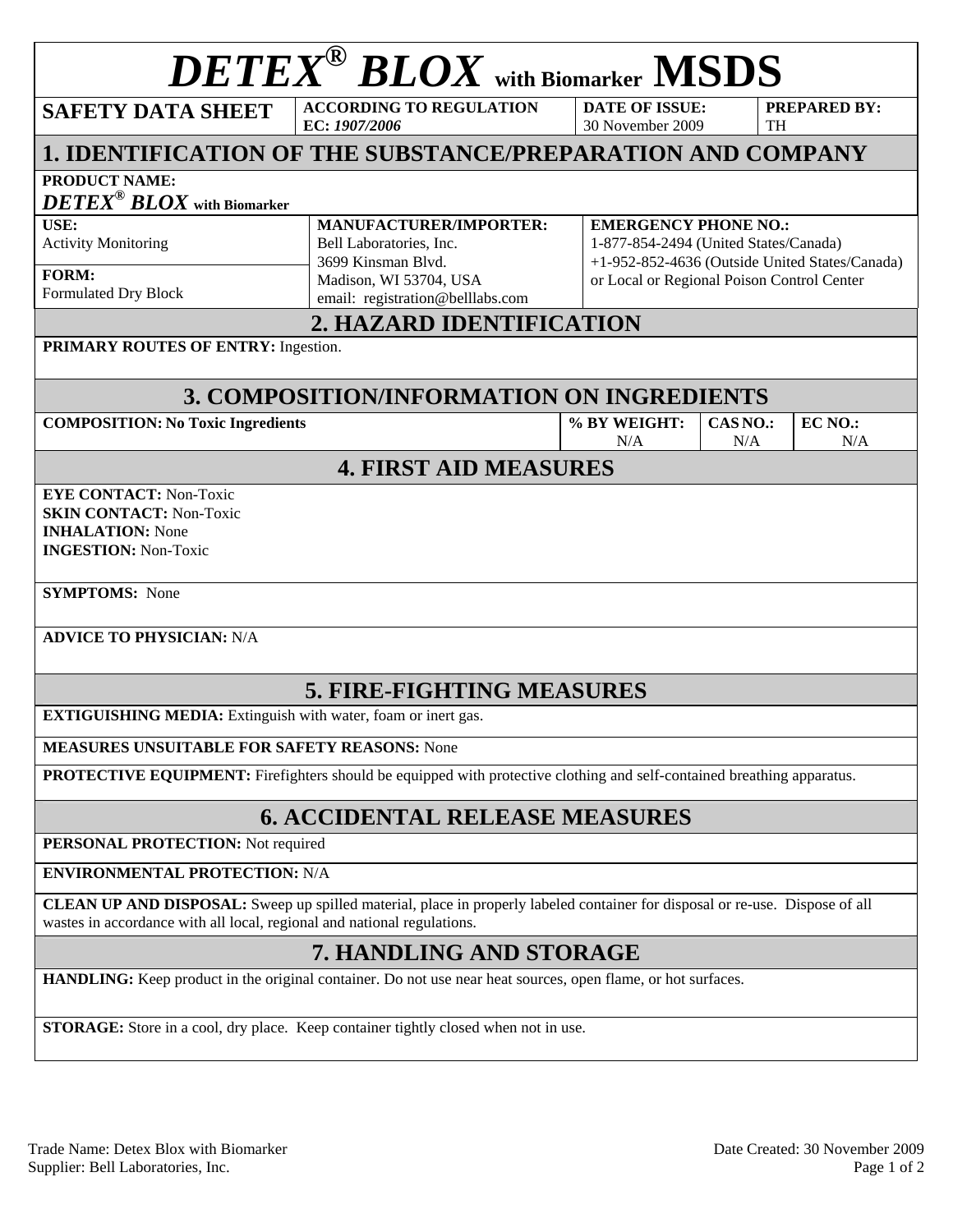# *DETEX® BLOX* with Biomarker MSDS

| SAFETY DATA SHEET | ACCORDING TO REGULATION EC: *1907/2006* | DATE OF ISSUE: 30 November 2009 | PREPARED BY: TH |
|---|---|---|---|

## 1. IDENTIFICATION OF THE SUBSTANCE/PREPARATION AND COMPANY

**PRODUCT NAME:**
***DETEX® BLOX*** **with Biomarker**

| USE: Activity Monitoring | MANUFACTURER/IMPORTER: Bell Laboratories, Inc. 3699 Kinsman Blvd. Madison, WI 53704, USA email: registration@belllabs.com | EMERGENCY PHONE NO.: 1-877-854-2494 (United States/Canada) +1-952-852-4636 (Outside United States/Canada) or Local or Regional Poison Control Center |
|---|---|---|
| FORM: Formulated Dry Block | | |

## 2. HAZARD IDENTIFICATION

**PRIMARY ROUTES OF ENTRY:** Ingestion.

## 3. COMPOSITION/INFORMATION ON INGREDIENTS

| COMPOSITION: No Toxic Ingredients | % BY WEIGHT: | CAS NO.: | EC NO.: |
|---|---|---|---|
| | N/A | N/A | N/A |

## 4. FIRST AID MEASURES

**EYE CONTACT:** Non-Toxic
**SKIN CONTACT:** Non-Toxic
**INHALATION:** None
**INGESTION:** Non-Toxic

**SYMPTOMS:** None

**ADVICE TO PHYSICIAN:** N/A

## 5. FIRE-FIGHTING MEASURES

**EXTIGUISHING MEDIA:** Extinguish with water, foam or inert gas.

**MEASURES UNSUITABLE FOR SAFETY REASONS:** None

**PROTECTIVE EQUIPMENT:** Firefighters should be equipped with protective clothing and self-contained breathing apparatus.

## 6. ACCIDENTAL RELEASE MEASURES

**PERSONAL PROTECTION:** Not required

**ENVIRONMENTAL PROTECTION:** N/A

**CLEAN UP AND DISPOSAL:** Sweep up spilled material, place in properly labeled container for disposal or re-use. Dispose of all wastes in accordance with all local, regional and national regulations.

## 7. HANDLING AND STORAGE

**HANDLING:** Keep product in the original container. Do not use near heat sources, open flame, or hot surfaces.

**STORAGE:** Store in a cool, dry place. Keep container tightly closed when not in use.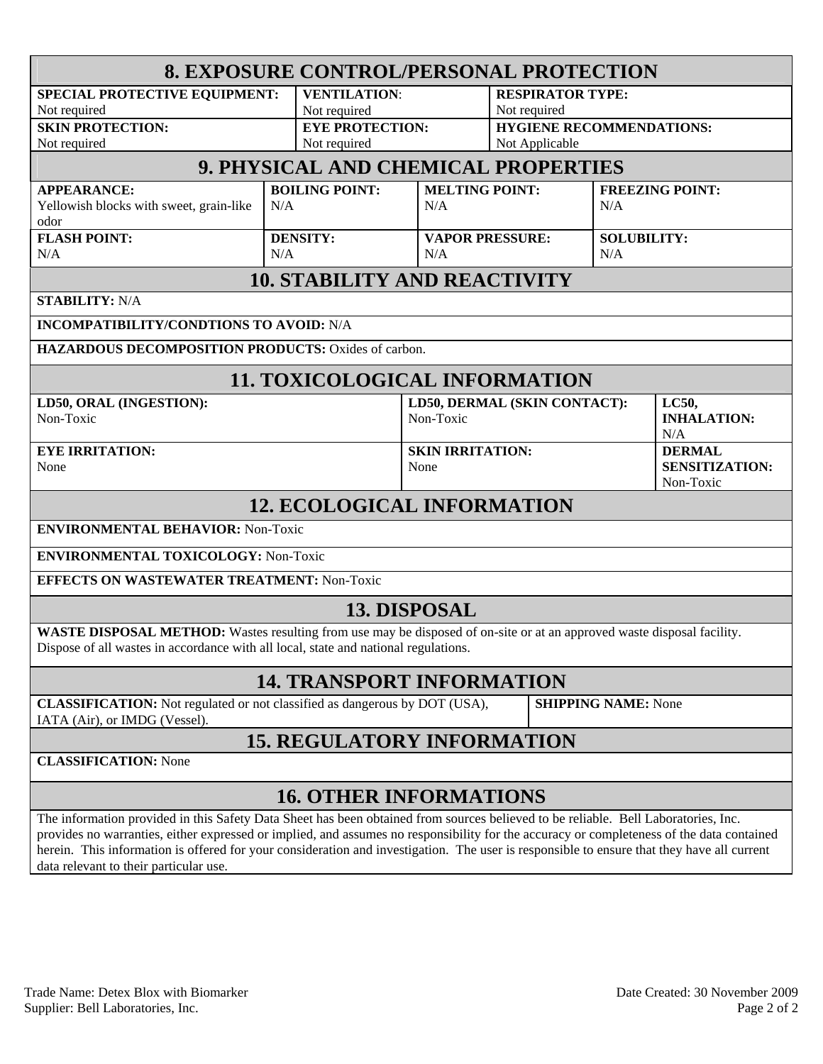## 8. EXPOSURE CONTROL/PERSONAL PROTECTION

| | | |
|---|---|---|
| **SPECIAL PROTECTIVE EQUIPMENT:** Not required | **VENTILATION:** Not required | **RESPIRATOR TYPE:** Not required |
| **SKIN PROTECTION:** Not required | **EYE PROTECTION:** Not required | **HYGIENE RECOMMENDATIONS:** Not Applicable |

## 9. PHYSICAL AND CHEMICAL PROPERTIES

| | | | |
|---|---|---|---|
| **APPEARANCE:** Yellowish blocks with sweet, grain-like odor | **BOILING POINT:** N/A | **MELTING POINT:** N/A | **FREEZING POINT:** N/A |
| **FLASH POINT:** N/A | **DENSITY:** N/A | **VAPOR PRESSURE:** N/A | **SOLUBILITY:** N/A |

## 10. STABILITY AND REACTIVITY

**STABILITY:** N/A

**INCOMPATIBILITY/CONDTIONS TO AVOID:** N/A

**HAZARDOUS DECOMPOSITION PRODUCTS:** Oxides of carbon.

## 11. TOXICOLOGICAL INFORMATION

| | | |
|---|---|---|
| **LD50, ORAL (INGESTION):** Non-Toxic | **LD50, DERMAL (SKIN CONTACT):** Non-Toxic | **LC50, INHALATION:** N/A |
| **EYE IRRITATION:** None | **SKIN IRRITATION:** None | **DERMAL SENSITIZATION:** Non-Toxic |

## 12. ECOLOGICAL INFORMATION

**ENVIRONMENTAL BEHAVIOR:** Non-Toxic

**ENVIRONMENTAL TOXICOLOGY:** Non-Toxic

**EFFECTS ON WASTEWATER TREATMENT:** Non-Toxic

## 13. DISPOSAL

**WASTE DISPOSAL METHOD:** Wastes resulting from use may be disposed of on-site or at an approved waste disposal facility. Dispose of all wastes in accordance with all local, state and national regulations.

## 14. TRANSPORT INFORMATION

| | |
|---|---|
| **CLASSIFICATION:** Not regulated or not classified as dangerous by DOT (USA), IATA (Air), or IMDG (Vessel). | **SHIPPING NAME:** None |

## 15. REGULATORY INFORMATION

**CLASSIFICATION:** None

## 16. OTHER INFORMATIONS

The information provided in this Safety Data Sheet has been obtained from sources believed to be reliable. Bell Laboratories, Inc. provides no warranties, either expressed or implied, and assumes no responsibility for the accuracy or completeness of the data contained herein. This information is offered for your consideration and investigation. The user is responsible to ensure that they have all current data relevant to their particular use.

Trade Name: Detex Blox with Biomarker
Supplier: Bell Laboratories, Inc.
Date Created: 30 November 2009